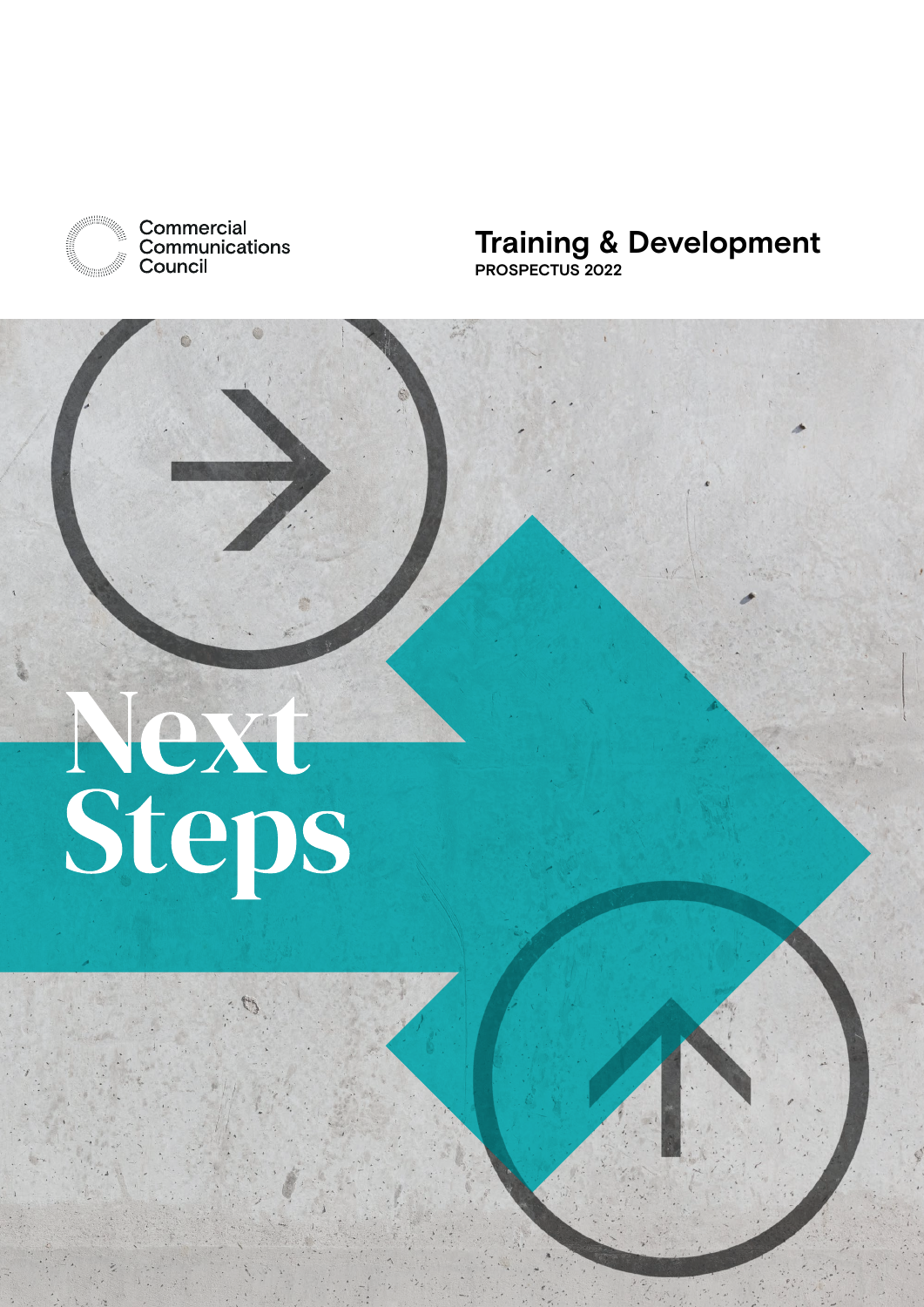Commercial Communications Council

# Training & Development

**PROSPECTUS 2022**

# Next Steps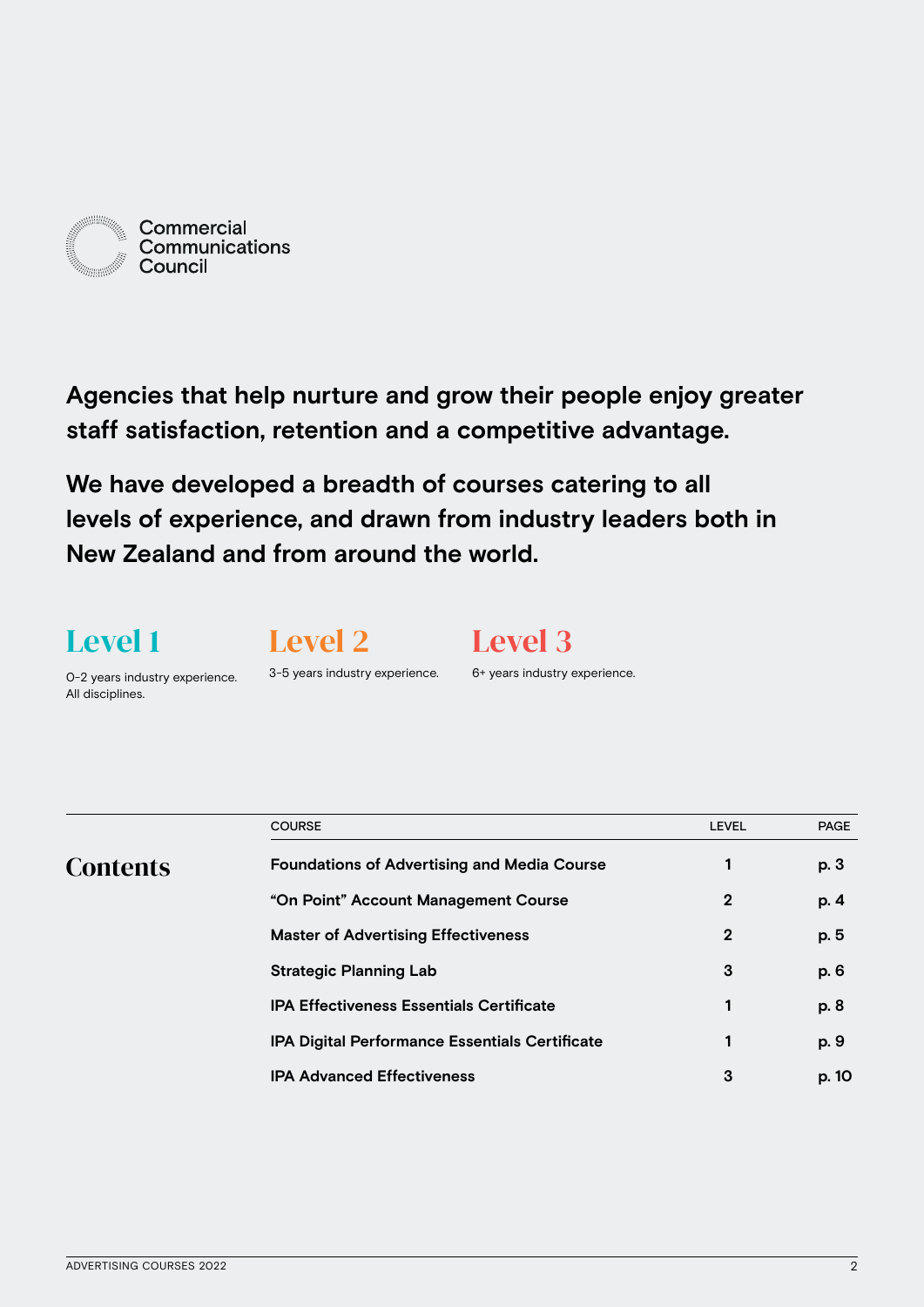Commercial Communications Council

**Agencies that help nurture and grow their people enjoy greater staff satisfaction, retention and a competitive advantage.**

**We have developed a breadth of courses catering to all levels of experience, and drawn from industry leaders both in New Zealand and from around the world.**

## Level 1

0-2 years industry experience. All disciplines.

## Level 2

3-5 years industry experience.

## Level 3

6+ years industry experience.

## Contents

| COURSE | LEVEL | PAGE |
|---|---|---|
| **Foundations of Advertising and Media Course** | **1** | **p. 3** |
| **“On Point” Account Management Course** | **2** | **p. 4** |
| **Master of Advertising Effectiveness** | **2** | **p. 5** |
| **Strategic Planning Lab** | **3** | **p. 6** |
| **IPA Effectiveness Essentials Certificate** | **1** | **p. 8** |
| **IPA Digital Performance Essentials Certificate** | **1** | **p. 9** |
| **IPA Advanced Effectiveness** | **3** | **p. 10** |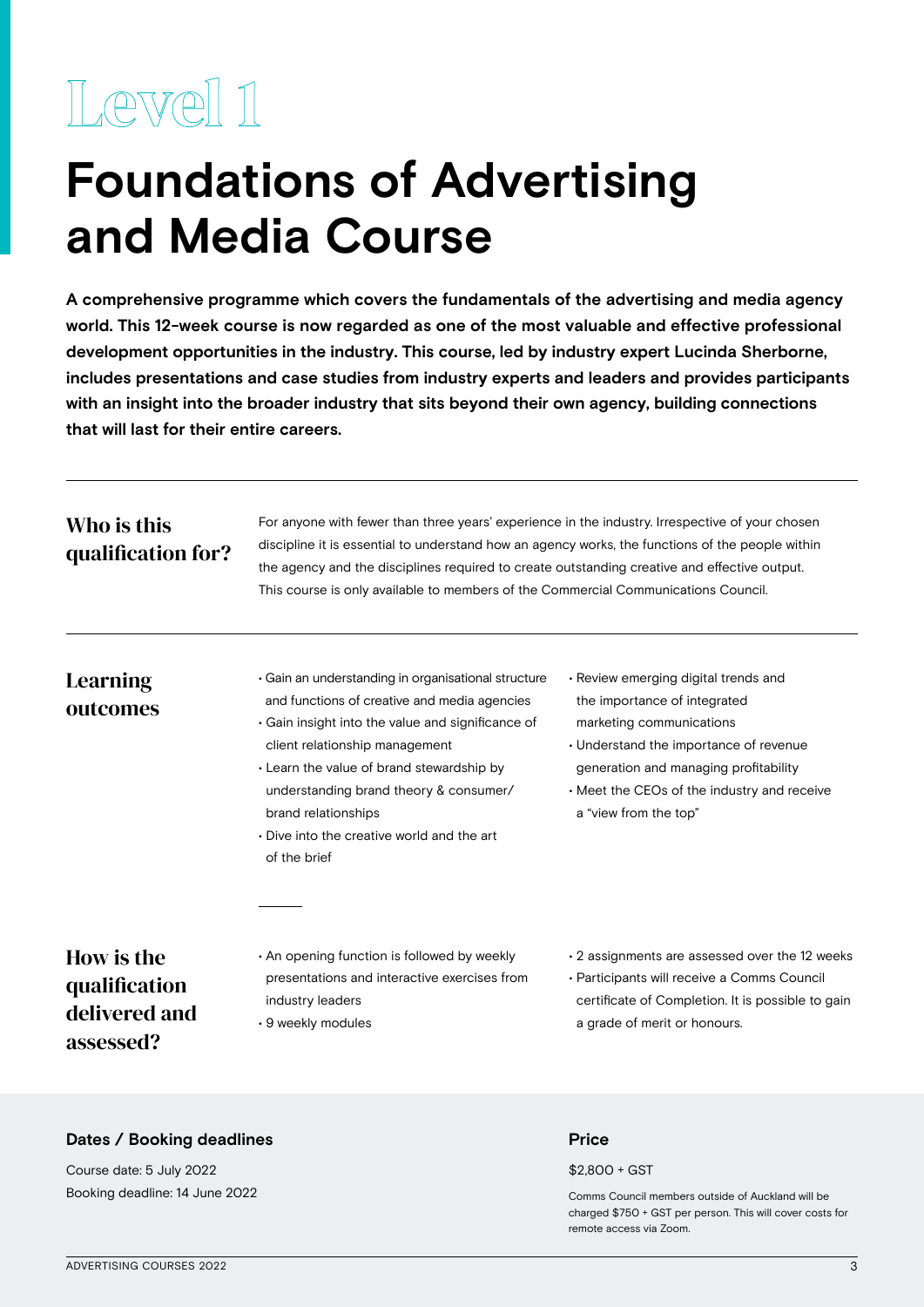Level 1

# Foundations of Advertising and Media Course

**A comprehensive programme which covers the fundamentals of the advertising and media agency world. This 12-week course is now regarded as one of the most valuable and effective professional development opportunities in the industry. This course, led by industry expert Lucinda Sherborne, includes presentations and case studies from industry experts and leaders and provides participants with an insight into the broader industry that sits beyond their own agency, building connections that will last for their entire careers.**

## Who is this qualification for?

For anyone with fewer than three years' experience in the industry. Irrespective of your chosen discipline it is essential to understand how an agency works, the functions of the people within the agency and the disciplines required to create outstanding creative and effective output. This course is only available to members of the Commercial Communications Council.

## Learning outcomes

- Gain an understanding in organisational structure and functions of creative and media agencies
- Gain insight into the value and significance of client relationship management
- Learn the value of brand stewardship by understanding brand theory & consumer/brand relationships
- Dive into the creative world and the art of the brief
- Review emerging digital trends and the importance of integrated marketing communications
- Understand the importance of revenue generation and managing profitability
- Meet the CEOs of the industry and receive a "view from the top"

## How is the qualification delivered and assessed?

- An opening function is followed by weekly presentations and interactive exercises from industry leaders
- 9 weekly modules
- 2 assignments are assessed over the 12 weeks
- Participants will receive a Comms Council certificate of Completion. It is possible to gain a grade of merit or honours.

### Dates / Booking deadlines

Course date: 5 July 2022

Booking deadline: 14 June 2022

### Price

$2,800 + GST

Comms Council members outside of Auckland will be charged $750 + GST per person. This will cover costs for remote access via Zoom.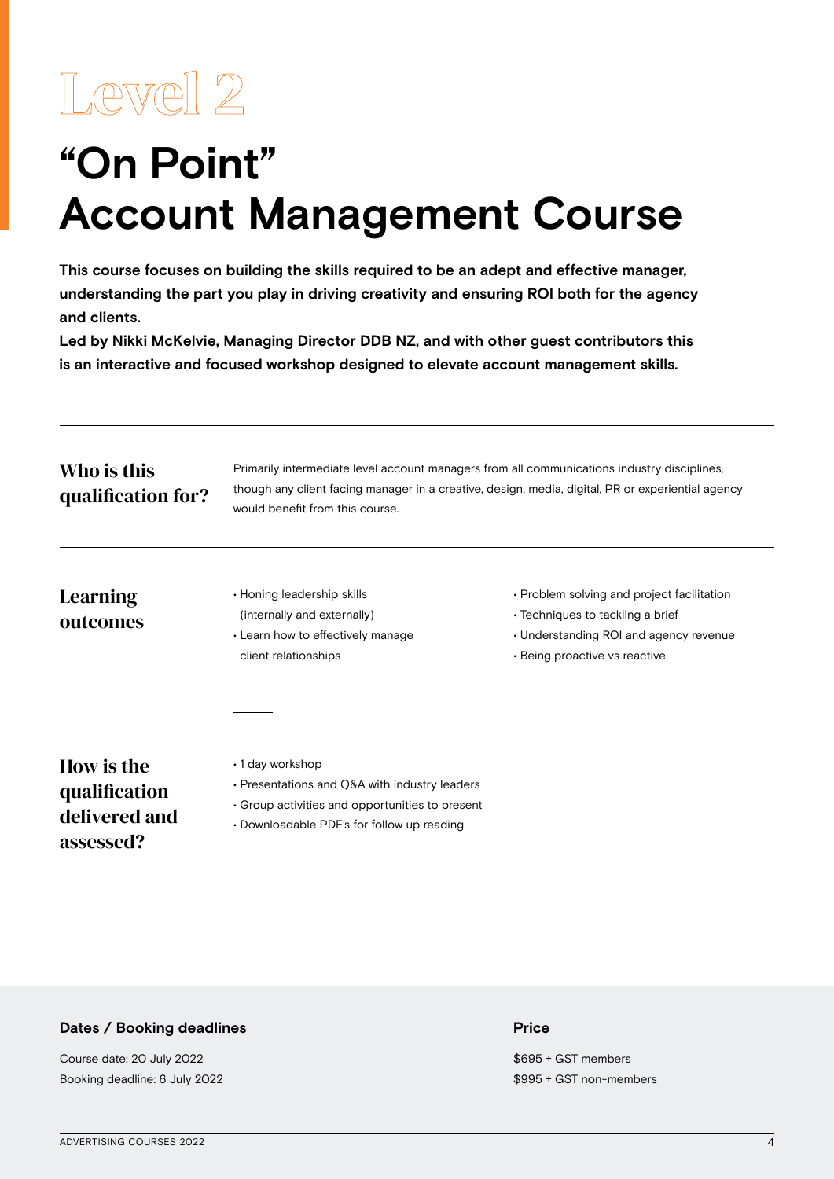# Level 2

# "On Point" Account Management Course

**This course focuses on building the skills required to be an adept and effective manager, understanding the part you play in driving creativity and ensuring ROI both for the agency and clients.**

**Led by Nikki McKelvie, Managing Director DDB NZ, and with other guest contributors this is an interactive and focused workshop designed to elevate account management skills.**

---

## Who is this qualification for?

Primarily intermediate level account managers from all communications industry disciplines, though any client facing manager in a creative, design, media, digital, PR or experiential agency would benefit from this course.

---

## Learning outcomes

- Honing leadership skills (internally and externally)
- Learn how to effectively manage client relationships
- Problem solving and project facilitation
- Techniques to tackling a brief
- Understanding ROI and agency revenue
- Being proactive vs reactive

## How is the qualification delivered and assessed?

- 1 day workshop
- Presentations and Q&A with industry leaders
- Group activities and opportunities to present
- Downloadable PDF's for follow up reading

### Dates / Booking deadlines

Course date: 20 July 2022
Booking deadline: 6 July 2022

### Price

$695 + GST members
$995 + GST non-members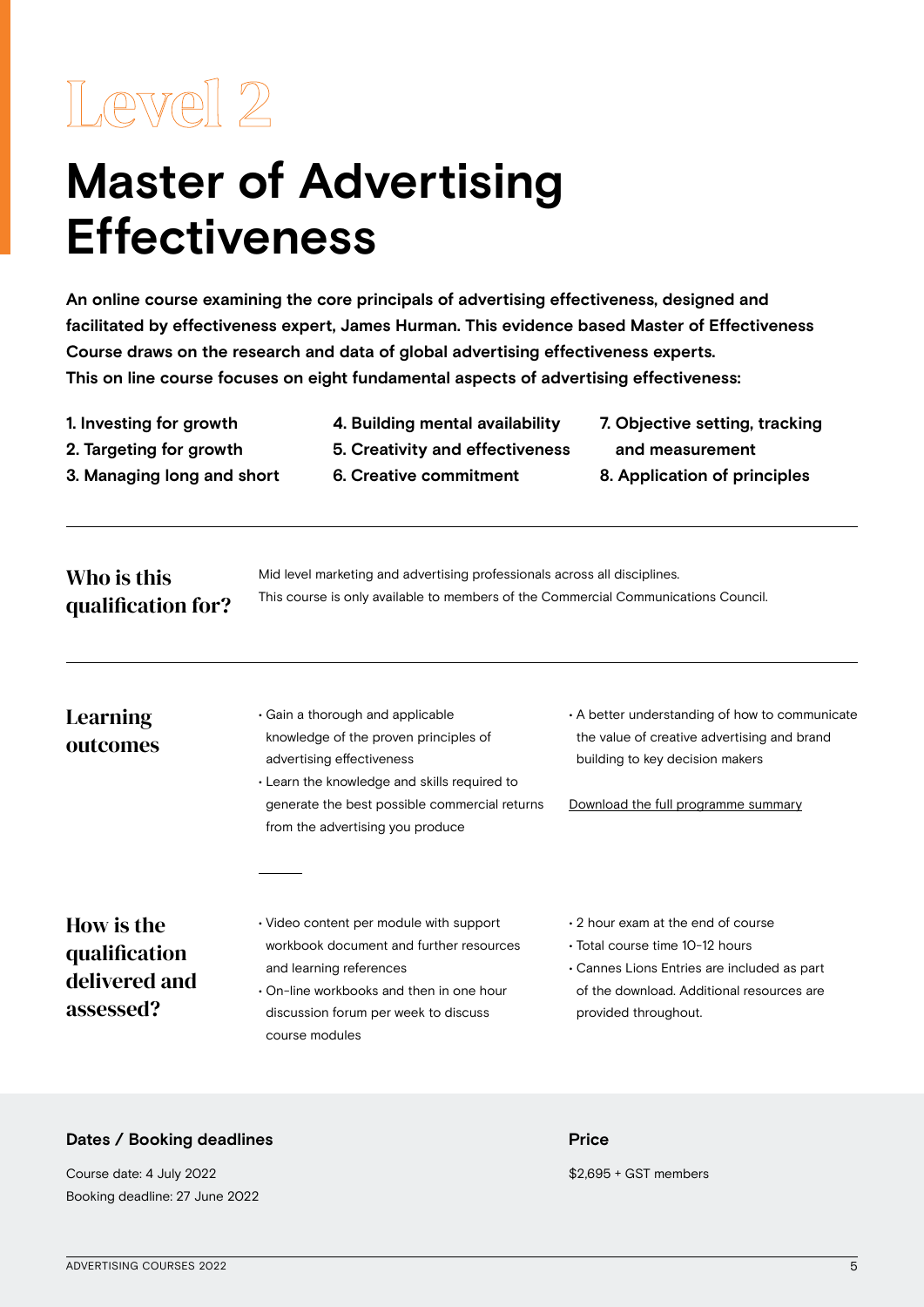# Level 2

# Master of Advertising Effectiveness

**An online course examining the core principals of advertising effectiveness, designed and facilitated by effectiveness expert, James Hurman. This evidence based Master of Effectiveness Course draws on the research and data of global advertising effectiveness experts. This on line course focuses on eight fundamental aspects of advertising effectiveness:**

**1. Investing for growth**
**2. Targeting for growth**
**3. Managing long and short**
**4. Building mental availability**
**5. Creativity and effectiveness**
**6. Creative commitment**
**7. Objective setting, tracking and measurement**
**8. Application of principles**

## Who is this qualification for?

Mid level marketing and advertising professionals across all disciplines.
This course is only available to members of the Commercial Communications Council.

## Learning outcomes

- Gain a thorough and applicable knowledge of the proven principles of advertising effectiveness
- Learn the knowledge and skills required to generate the best possible commercial returns from the advertising you produce
- A better understanding of how to communicate the value of creative advertising and brand building to key decision makers

Download the full programme summary

## How is the qualification delivered and assessed?

- Video content per module with support workbook document and further resources and learning references
- On-line workbooks and then in one hour discussion forum per week to discuss course modules
- 2 hour exam at the end of course
- Total course time 10-12 hours
- Cannes Lions Entries are included as part of the download. Additional resources are provided throughout.

### Dates / Booking deadlines

Course date: 4 July 2022
Booking deadline: 27 June 2022

### Price

$2,695 + GST members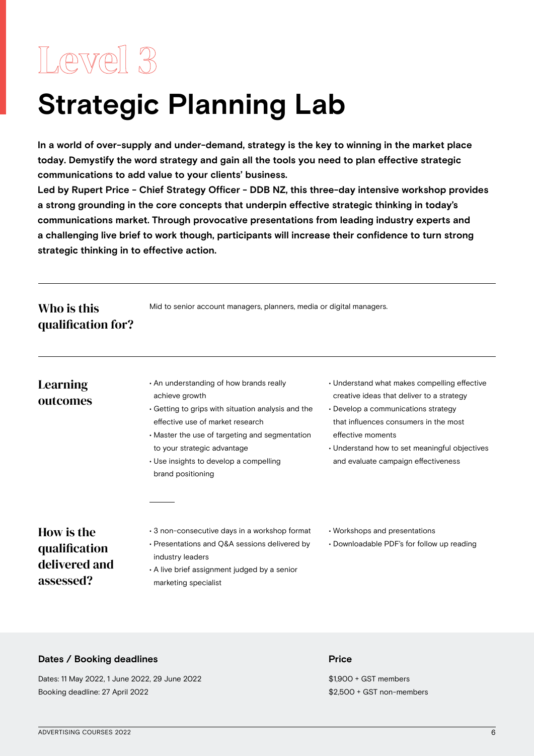# Level 3

# Strategic Planning Lab

**In a world of over-supply and under-demand, strategy is the key to winning in the market place today. Demystify the word strategy and gain all the tools you need to plan effective strategic communications to add value to your clients' business.**

**Led by Rupert Price - Chief Strategy Officer - DDB NZ, this three-day intensive workshop provides a strong grounding in the core concepts that underpin effective strategic thinking in today's communications market. Through provocative presentations from leading industry experts and a challenging live brief to work though, participants will increase their confidence to turn strong strategic thinking in to effective action.**

## Who is this qualification for?

Mid to senior account managers, planners, media or digital managers.

## Learning outcomes

- An understanding of how brands really achieve growth
- Getting to grips with situation analysis and the effective use of market research
- Master the use of targeting and segmentation to your strategic advantage
- Use insights to develop a compelling brand positioning
- Understand what makes compelling effective creative ideas that deliver to a strategy
- Develop a communications strategy that influences consumers in the most effective moments
- Understand how to set meaningful objectives and evaluate campaign effectiveness

## How is the qualification delivered and assessed?

- 3 non-consecutive days in a workshop format
- Presentations and Q&A sessions delivered by industry leaders
- A live brief assignment judged by a senior marketing specialist
- Workshops and presentations
- Downloadable PDF's for follow up reading

### Dates / Booking deadlines

Dates: 11 May 2022, 1 June 2022, 29 June 2022
Booking deadline: 27 April 2022

### Price

$1,900 + GST members
$2,500 + GST non-members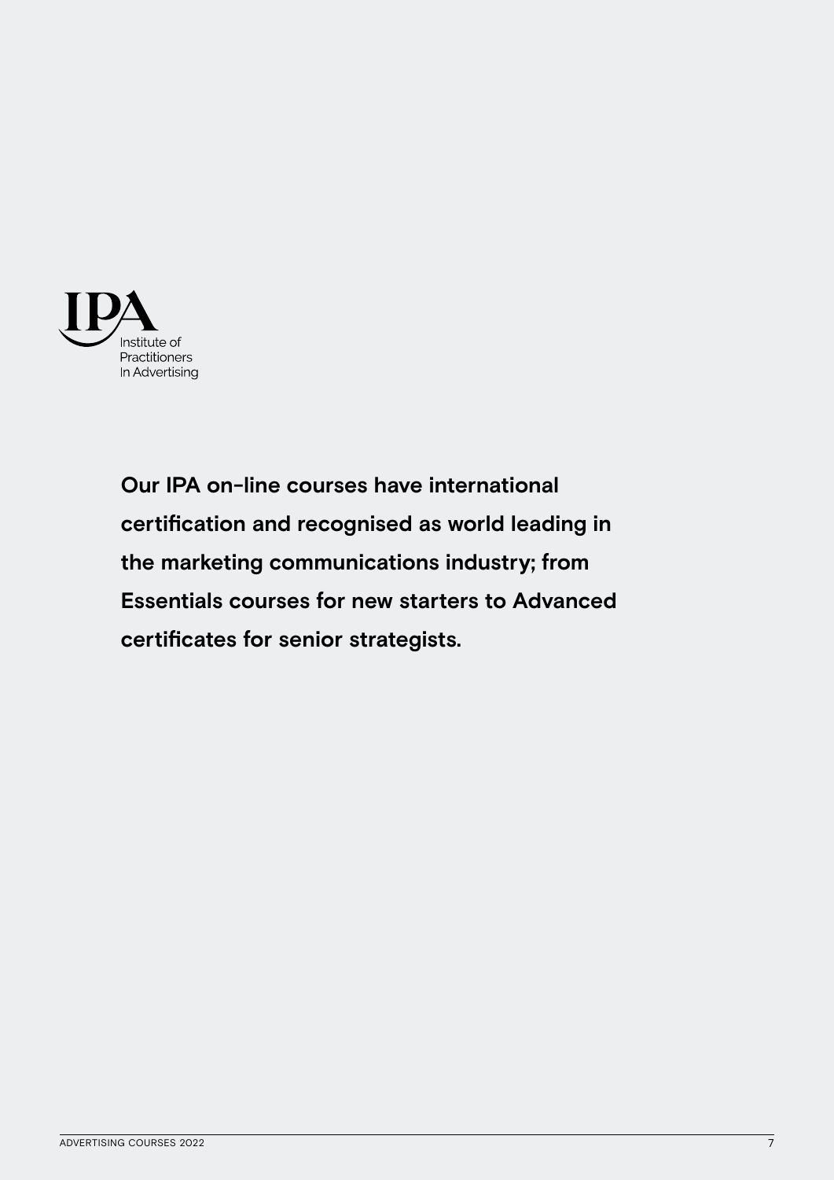IPA
Institute of
Practitioners
In Advertising

**Our IPA on-line courses have international certification and recognised as world leading in the marketing communications industry; from Essentials courses for new starters to Advanced certificates for senior strategists.**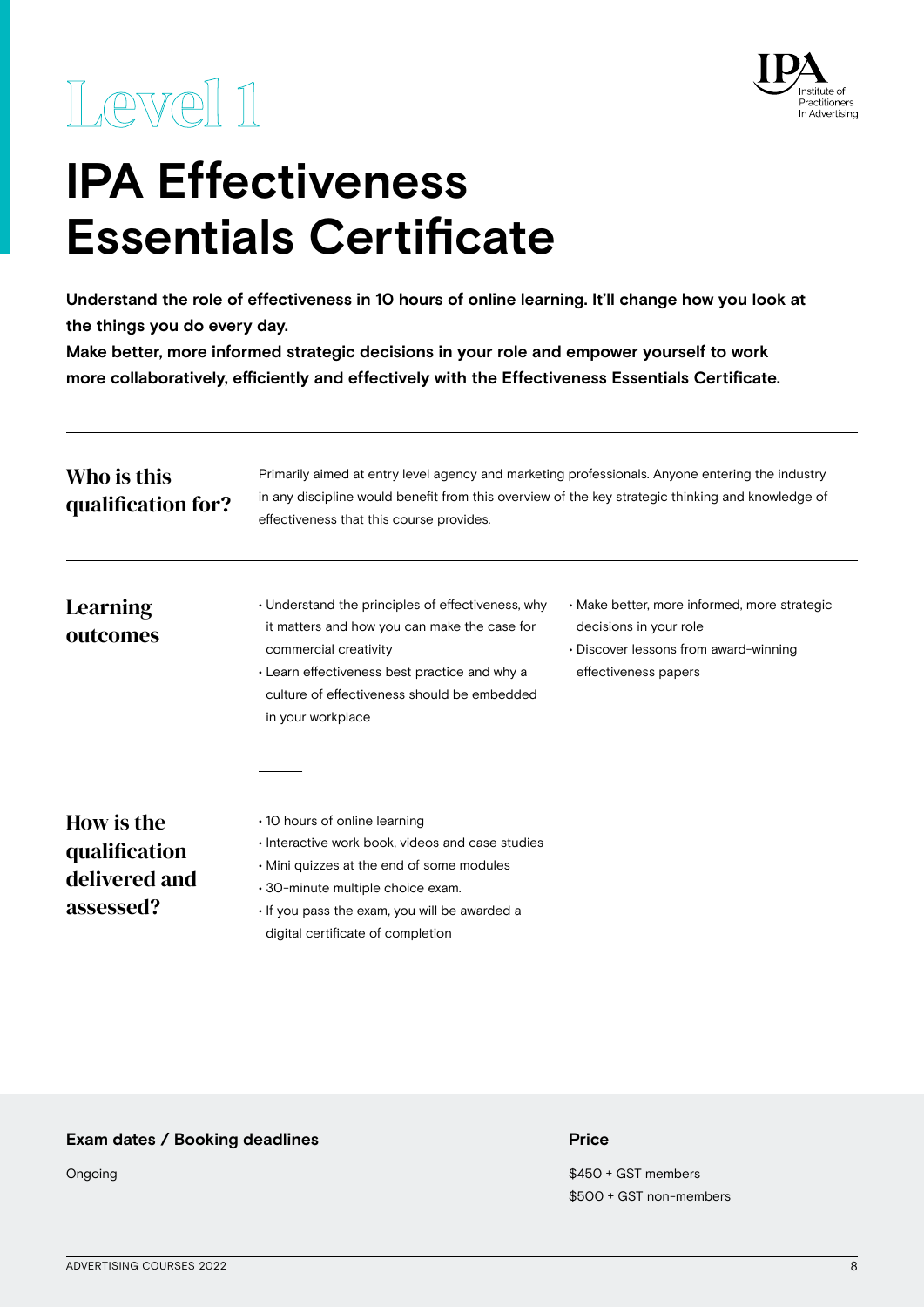Level 1

# IPA Effectiveness Essentials Certificate

**Understand the role of effectiveness in 10 hours of online learning. It'll change how you look at the things you do every day.**
**Make better, more informed strategic decisions in your role and empower yourself to work more collaboratively, efficiently and effectively with the Effectiveness Essentials Certificate.**

## Who is this qualification for?

Primarily aimed at entry level agency and marketing professionals. Anyone entering the industry in any discipline would benefit from this overview of the key strategic thinking and knowledge of effectiveness that this course provides.

## Learning outcomes

- Understand the principles of effectiveness, why it matters and how you can make the case for commercial creativity
- Learn effectiveness best practice and why a culture of effectiveness should be embedded in your workplace
- Make better, more informed, more strategic decisions in your role
- Discover lessons from award-winning effectiveness papers

## How is the qualification delivered and assessed?

- 10 hours of online learning
- Interactive work book, videos and case studies
- Mini quizzes at the end of some modules
- 30-minute multiple choice exam.
- If you pass the exam, you will be awarded a digital certificate of completion

**Exam dates / Booking deadlines**

Ongoing

**Price**

$450 + GST members
$500 + GST non-members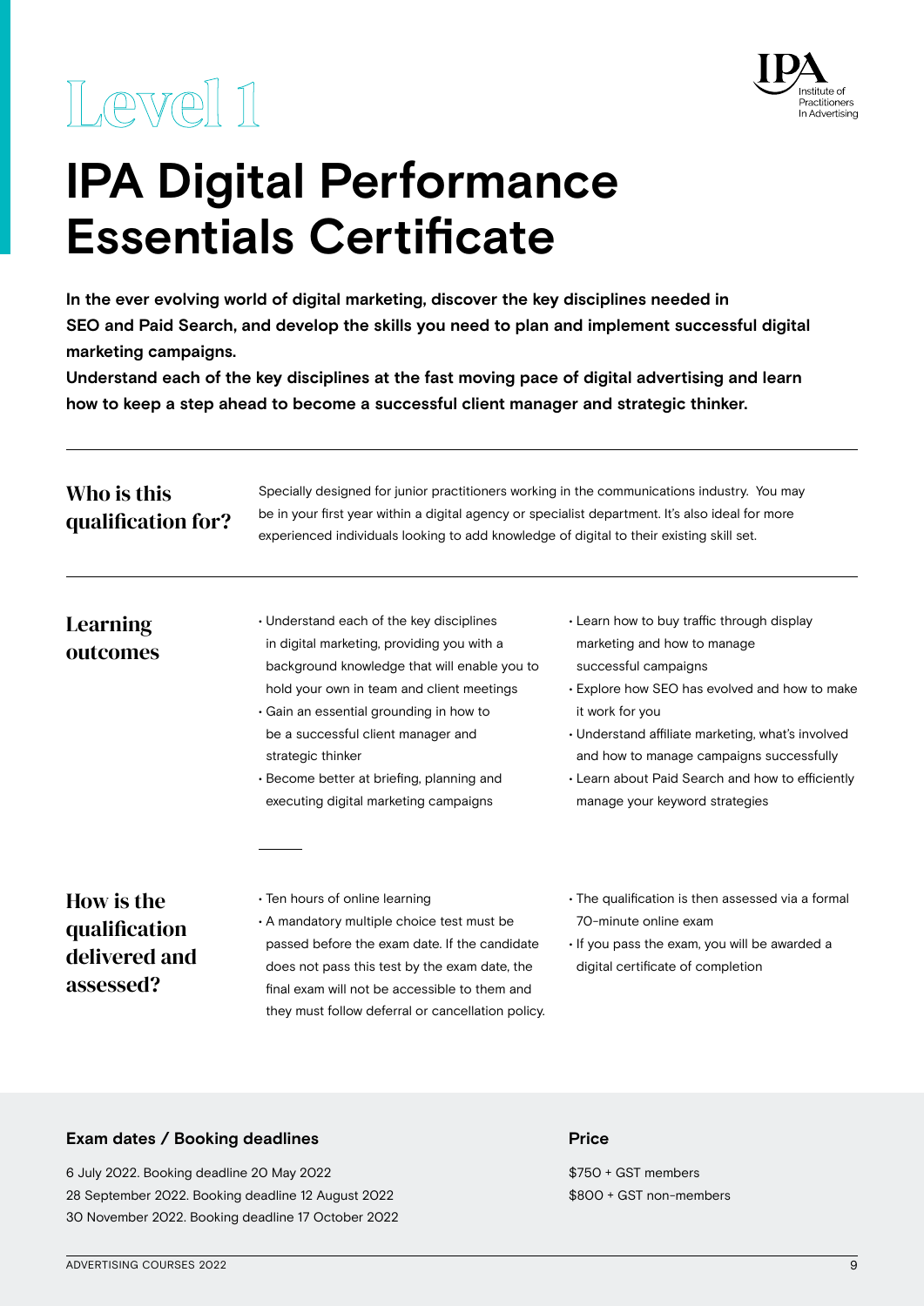Level 1

# IPA Digital Performance Essentials Certificate

**In the ever evolving world of digital marketing, discover the key disciplines needed in SEO and Paid Search, and develop the skills you need to plan and implement successful digital marketing campaigns.**

**Understand each of the key disciplines at the fast moving pace of digital advertising and learn how to keep a step ahead to become a successful client manager and strategic thinker.**

## Who is this qualification for?

Specially designed for junior practitioners working in the communications industry. You may be in your first year within a digital agency or specialist department. It's also ideal for more experienced individuals looking to add knowledge of digital to their existing skill set.

## Learning outcomes

- Understand each of the key disciplines in digital marketing, providing you with a background knowledge that will enable you to hold your own in team and client meetings
- Gain an essential grounding in how to be a successful client manager and strategic thinker
- Become better at briefing, planning and executing digital marketing campaigns
- Learn how to buy traffic through display marketing and how to manage successful campaigns
- Explore how SEO has evolved and how to make it work for you
- Understand affiliate marketing, what's involved and how to manage campaigns successfully
- Learn about Paid Search and how to efficiently manage your keyword strategies

## How is the qualification delivered and assessed?

- Ten hours of online learning
- A mandatory multiple choice test must be passed before the exam date. If the candidate does not pass this test by the exam date, the final exam will not be accessible to them and they must follow deferral or cancellation policy.
- The qualification is then assessed via a formal 70-minute online exam
- If you pass the exam, you will be awarded a digital certificate of completion

### Exam dates / Booking deadlines

6 July 2022. Booking deadline 20 May 2022
28 September 2022. Booking deadline 12 August 2022
30 November 2022. Booking deadline 17 October 2022

### Price

$750 + GST members
$800 + GST non-members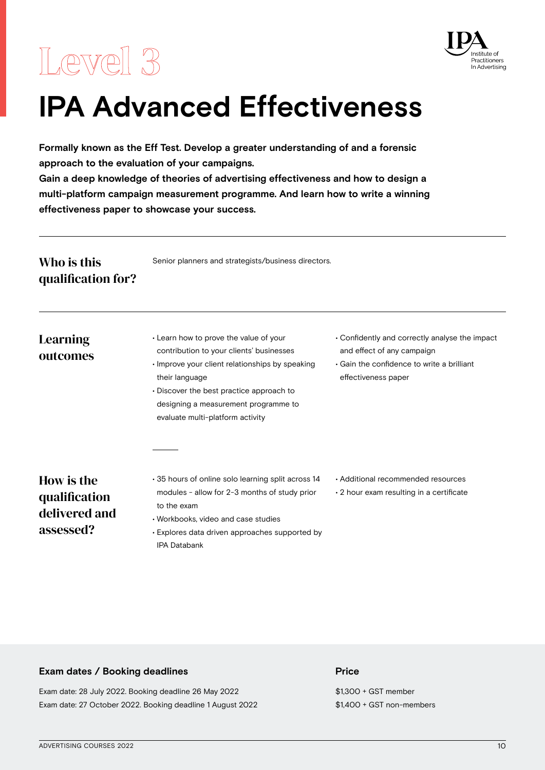Level 3

# IPA Advanced Effectiveness

**Formally known as the Eff Test. Develop a greater understanding of and a forensic approach to the evaluation of your campaigns.**
**Gain a deep knowledge of theories of advertising effectiveness and how to design a multi-platform campaign measurement programme. And learn how to write a winning effectiveness paper to showcase your success.**

## Who is this qualification for?

Senior planners and strategists/business directors.

## Learning outcomes

- Learn how to prove the value of your contribution to your clients' businesses
- Improve your client relationships by speaking their language
- Discover the best practice approach to designing a measurement programme to evaluate multi-platform activity
- Confidently and correctly analyse the impact and effect of any campaign
- Gain the confidence to write a brilliant effectiveness paper

## How is the qualification delivered and assessed?

- 35 hours of online solo learning split across 14 modules - allow for 2-3 months of study prior to the exam
- Workbooks, video and case studies
- Explores data driven approaches supported by IPA Databank
- Additional recommended resources
- 2 hour exam resulting in a certificate

### Exam dates / Booking deadlines

Exam date: 28 July 2022. Booking deadline 26 May 2022
Exam date: 27 October 2022. Booking deadline 1 August 2022

### Price

$1,300 + GST member
$1,400 + GST non-members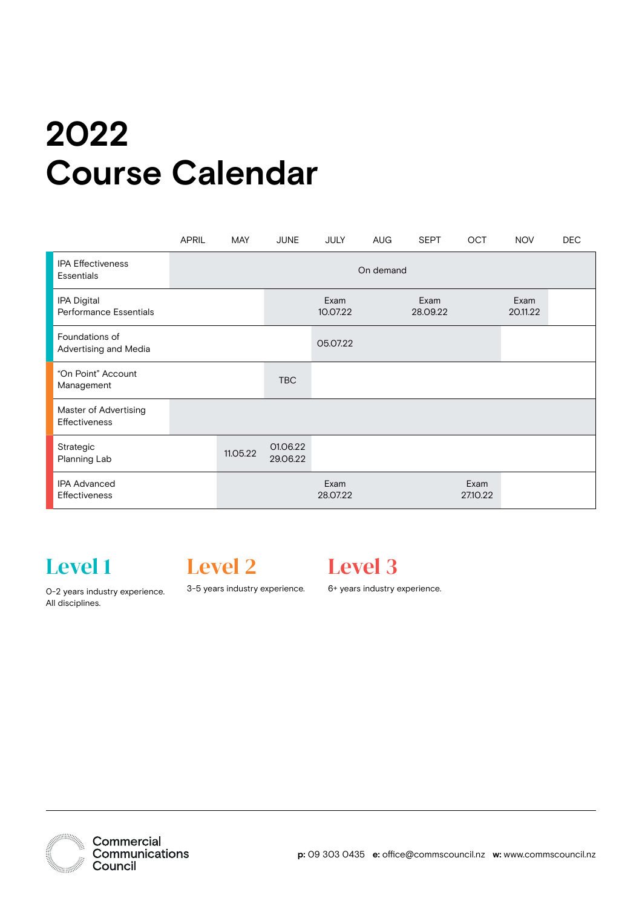# 2022
# Course Calendar

| | APRIL | MAY | JUNE | JULY | AUG | SEPT | OCT | NOV | DEC |
|---|---|---|---|---|---|---|---|---|---|
| IPA Effectiveness Essentials | | | | | On demand | | | | |
| IPA Digital Performance Essentials | | | | Exam 10.07.22 | | Exam 28.09.22 | | Exam 20.11.22 | |
| Foundations of Advertising and Media | | | | 05.07.22 | | | | | |
| "On Point" Account Management | | | TBC | | | | | | |
| Master of Advertising Effectiveness | | | | | | | | | |
| Strategic Planning Lab | | 11.05.22 | 01.06.22 29.06.22 | | | | | | |
| IPA Advanced Effectiveness | | | | Exam 28.07.22 | | | Exam 27.10.22 | | |

## Level 1

0-2 years industry experience.
All disciplines.

## Level 2

3-5 years industry experience.

## Level 3

6+ years industry experience.

Commercial Communications Council

**p:** 09 303 0435 **e:** office@commscouncil.nz **w:** www.commscouncil.nz